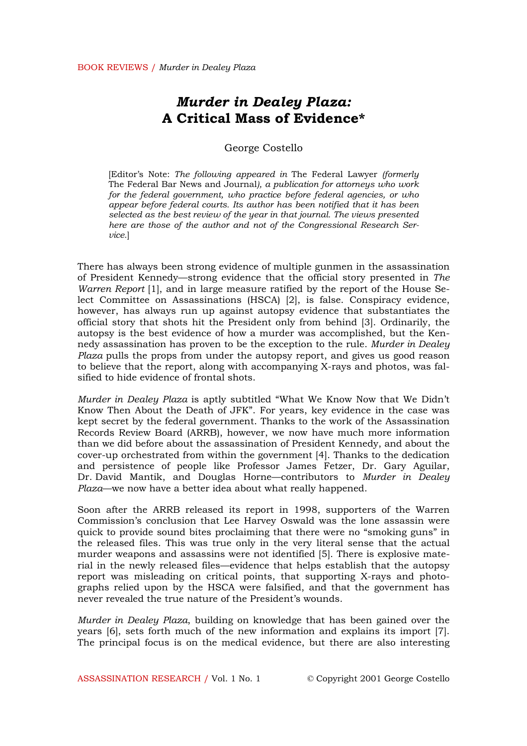# *Murder in Dealey Plaza:* A Critical Mass of Evidence*

George Costello

[Editor's Note: *The following appeared in* The Federal Lawyer *(formerly* The Federal Bar News and Journal*), a publication for attorneys who work for the federal government, who practice before federal agencies, or who appear before federal courts. Its author has been notified that it has been selected as the best review of the year in that journal. The views presented here are those of the author and not of the Congressional Research Service.*]

There has always been strong evidence of multiple gunmen in the assassination of President Kennedy—strong evidence that the official story presented in *The Warren Report* [1], and in large measure ratified by the report of the House Select Committee on Assassinations (HSCA) [2], is false. Conspiracy evidence, however, has always run up against autopsy evidence that substantiates the official story that shots hit the President only from behind [3]. Ordinarily, the autopsy is the best evidence of how a murder was accomplished, but the Kennedy assassination has proven to be the exception to the rule. *Murder in Dealey Plaza* pulls the props from under the autopsy report, and gives us good reason to believe that the report, along with accompanying X-rays and photos, was falsified to hide evidence of frontal shots.

*Murder in Dealey Plaza* is aptly subtitled "What We Know Now that We Didn't Know Then About the Death of JFK". For years, key evidence in the case was kept secret by the federal government. Thanks to the work of the Assassination Records Review Board (ARRB), however, we now have much more information than we did before about the assassination of President Kennedy, and about the cover-up orchestrated from within the government [4]. Thanks to the dedication and persistence of people like Professor James Fetzer, Dr. Gary Aguilar, Dr. David Mantik, and Douglas Horne—contributors to *Murder in Dealey Plaza*—we now have a better idea about what really happened.

Soon after the ARRB released its report in 1998, supporters of the Warren Commission's conclusion that Lee Harvey Oswald was the lone assassin were quick to provide sound bites proclaiming that there were no "smoking guns" in the released files. This was true only in the very literal sense that the actual murder weapons and assassins were not identified [5]. There is explosive material in the newly released files—evidence that helps establish that the autopsy report was misleading on critical points, that supporting X-rays and photographs relied upon by the HSCA were falsified, and that the government has never revealed the true nature of the President's wounds.

*Murder in Dealey Plaza*, building on knowledge that has been gained over the years [6], sets forth much of the new information and explains its import [7]. The principal focus is on the medical evidence, but there are also interesting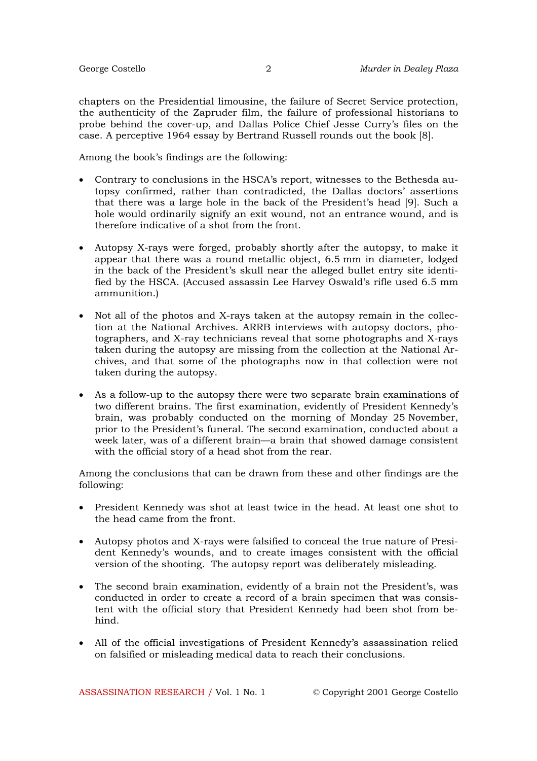chapters on the Presidential limousine, the failure of Secret Service protection, the authenticity of the Zapruder film, the failure of professional historians to probe behind the cover-up, and Dallas Police Chief Jesse Curry's files on the case. A perceptive 1964 essay by Bertrand Russell rounds out the book [8].

Among the book's findings are the following:

- Contrary to conclusions in the HSCA's report, witnesses to the Bethesda autopsy confirmed, rather than contradicted, the Dallas doctors' assertions that there was a large hole in the back of the President's head [9]. Such a hole would ordinarily signify an exit wound, not an entrance wound, and is therefore indicative of a shot from the front.

- Autopsy X-rays were forged, probably shortly after the autopsy, to make it appear that there was a round metallic object, 6.5 mm in diameter, lodged in the back of the President's skull near the alleged bullet entry site identified by the HSCA. (Accused assassin Lee Harvey Oswald's rifle used 6.5 mm ammunition.)

- Not all of the photos and X-rays taken at the autopsy remain in the collection at the National Archives. ARRB interviews with autopsy doctors, photographers, and X-ray technicians reveal that some photographs and X-rays taken during the autopsy are missing from the collection at the National Archives, and that some of the photographs now in that collection were not taken during the autopsy.

- As a follow-up to the autopsy there were two separate brain examinations of two different brains. The first examination, evidently of President Kennedy's brain, was probably conducted on the morning of Monday 25 November, prior to the President's funeral. The second examination, conducted about a week later, was of a different brain—a brain that showed damage consistent with the official story of a head shot from the rear.

Among the conclusions that can be drawn from these and other findings are the following:

- President Kennedy was shot at least twice in the head. At least one shot to the head came from the front.

- Autopsy photos and X-rays were falsified to conceal the true nature of President Kennedy's wounds, and to create images consistent with the official version of the shooting. The autopsy report was deliberately misleading.

- The second brain examination, evidently of a brain not the President's, was conducted in order to create a record of a brain specimen that was consistent with the official story that President Kennedy had been shot from behind.

- All of the official investigations of President Kennedy's assassination relied on falsified or misleading medical data to reach their conclusions.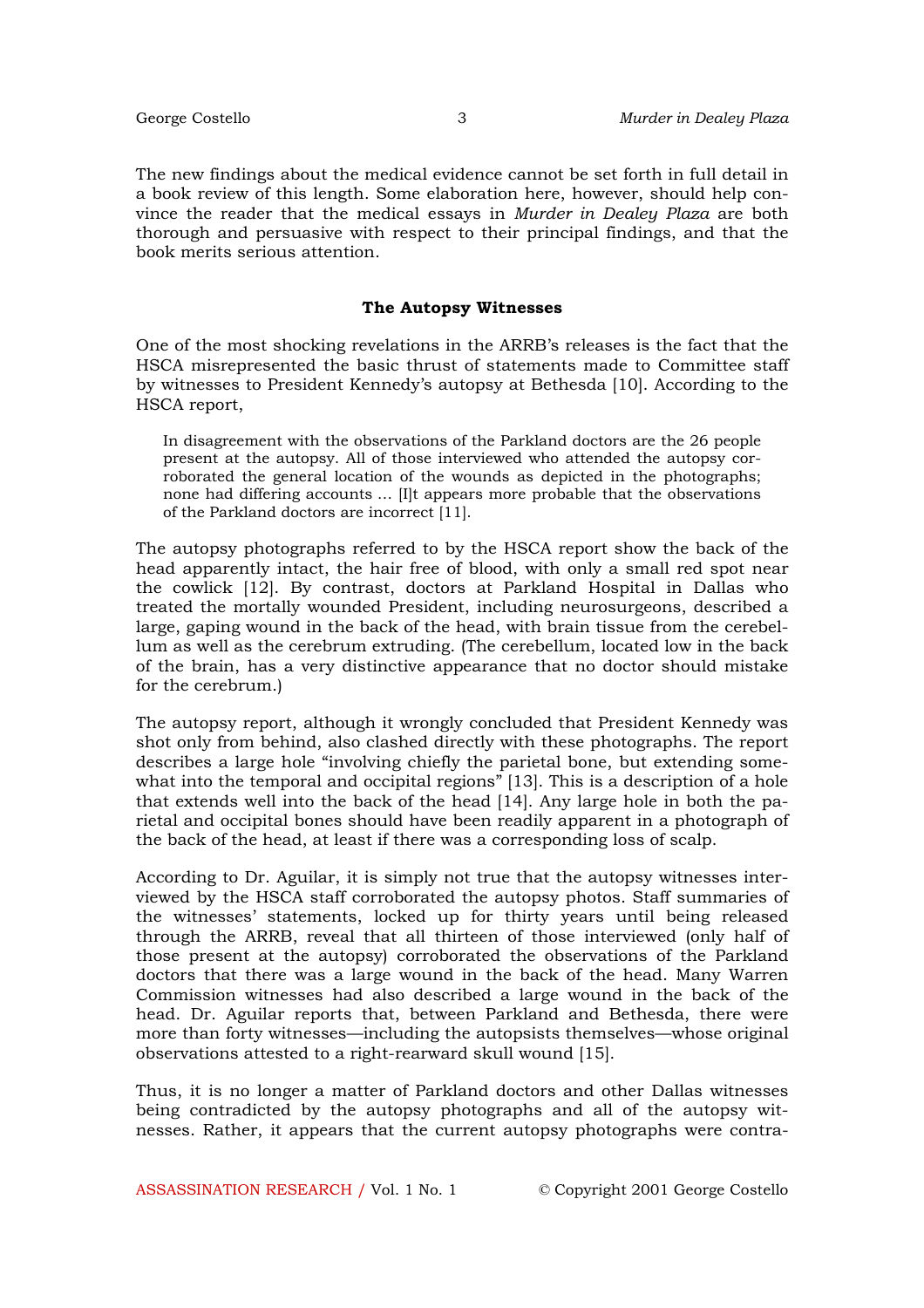The new findings about the medical evidence cannot be set forth in full detail in a book review of this length. Some elaboration here, however, should help convince the reader that the medical essays in *Murder in Dealey Plaza* are both thorough and persuasive with respect to their principal findings, and that the book merits serious attention.

### The Autopsy Witnesses

One of the most shocking revelations in the ARRB's releases is the fact that the HSCA misrepresented the basic thrust of statements made to Committee staff by witnesses to President Kennedy's autopsy at Bethesda [10]. According to the HSCA report,

> In disagreement with the observations of the Parkland doctors are the 26 people present at the autopsy. All of those interviewed who attended the autopsy corroborated the general location of the wounds as depicted in the photographs; none had differing accounts ... [I]t appears more probable that the observations of the Parkland doctors are incorrect [11].

The autopsy photographs referred to by the HSCA report show the back of the head apparently intact, the hair free of blood, with only a small red spot near the cowlick [12]. By contrast, doctors at Parkland Hospital in Dallas who treated the mortally wounded President, including neurosurgeons, described a large, gaping wound in the back of the head, with brain tissue from the cerebellum as well as the cerebrum extruding. (The cerebellum, located low in the back of the brain, has a very distinctive appearance that no doctor should mistake for the cerebrum.)

The autopsy report, although it wrongly concluded that President Kennedy was shot only from behind, also clashed directly with these photographs. The report describes a large hole "involving chiefly the parietal bone, but extending somewhat into the temporal and occipital regions" [13]. This is a description of a hole that extends well into the back of the head [14]. Any large hole in both the parietal and occipital bones should have been readily apparent in a photograph of the back of the head, at least if there was a corresponding loss of scalp.

According to Dr. Aguilar, it is simply not true that the autopsy witnesses interviewed by the HSCA staff corroborated the autopsy photos. Staff summaries of the witnesses' statements, locked up for thirty years until being released through the ARRB, reveal that all thirteen of those interviewed (only half of those present at the autopsy) corroborated the observations of the Parkland doctors that there was a large wound in the back of the head. Many Warren Commission witnesses had also described a large wound in the back of the head. Dr. Aguilar reports that, between Parkland and Bethesda, there were more than forty witnesses—including the autopsists themselves—whose original observations attested to a right-rearward skull wound [15].

Thus, it is no longer a matter of Parkland doctors and other Dallas witnesses being contradicted by the autopsy photographs and all of the autopsy witnesses. Rather, it appears that the current autopsy photographs were contra-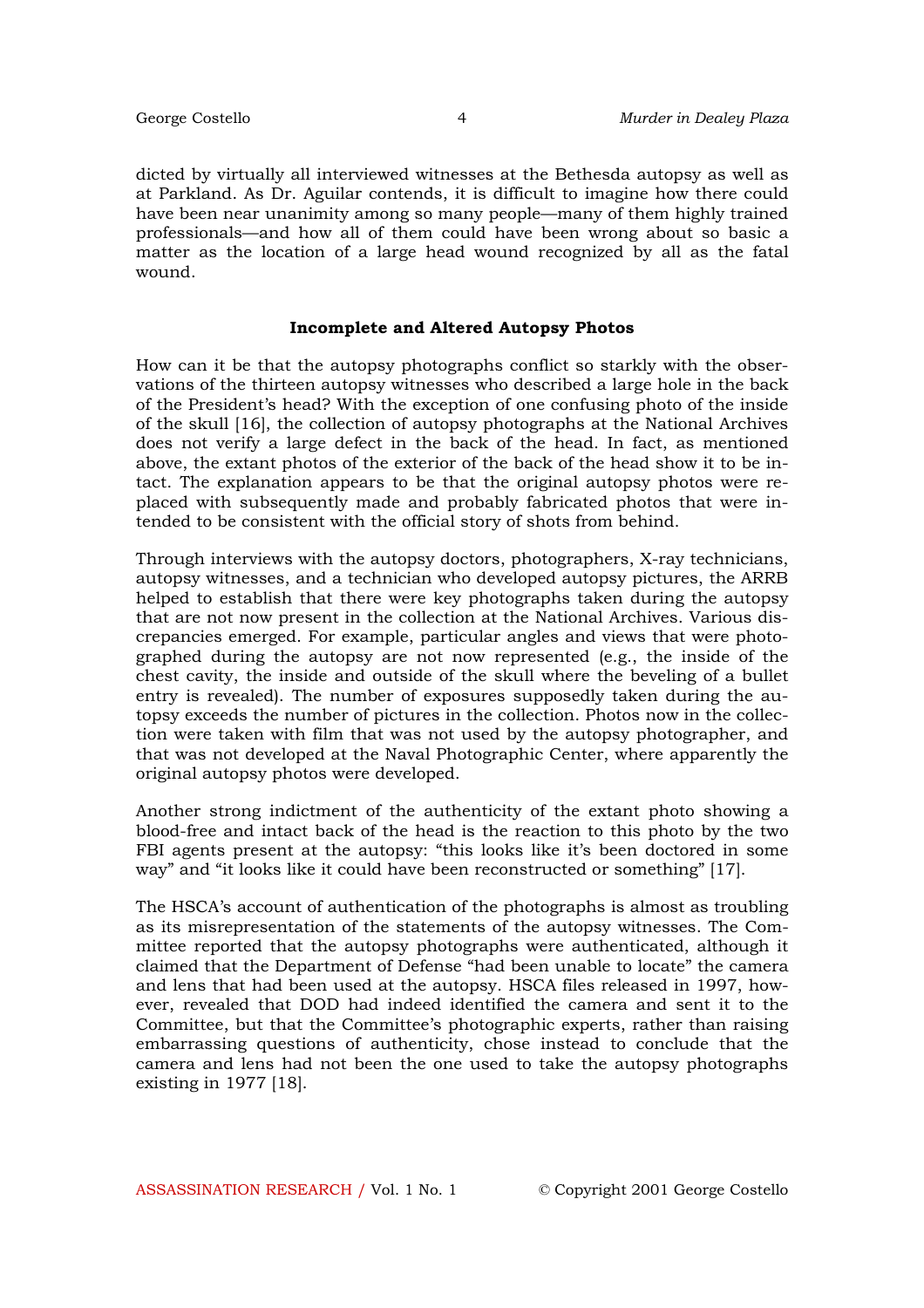dicted by virtually all interviewed witnesses at the Bethesda autopsy as well as at Parkland. As Dr. Aguilar contends, it is difficult to imagine how there could have been near unanimity among so many people—many of them highly trained professionals—and how all of them could have been wrong about so basic a matter as the location of a large head wound recognized by all as the fatal wound.

### Incomplete and Altered Autopsy Photos

How can it be that the autopsy photographs conflict so starkly with the observations of the thirteen autopsy witnesses who described a large hole in the back of the President's head? With the exception of one confusing photo of the inside of the skull [16], the collection of autopsy photographs at the National Archives does not verify a large defect in the back of the head. In fact, as mentioned above, the extant photos of the exterior of the back of the head show it to be intact. The explanation appears to be that the original autopsy photos were replaced with subsequently made and probably fabricated photos that were intended to be consistent with the official story of shots from behind.

Through interviews with the autopsy doctors, photographers, X-ray technicians, autopsy witnesses, and a technician who developed autopsy pictures, the ARRB helped to establish that there were key photographs taken during the autopsy that are not now present in the collection at the National Archives. Various discrepancies emerged. For example, particular angles and views that were photographed during the autopsy are not now represented (e.g., the inside of the chest cavity, the inside and outside of the skull where the beveling of a bullet entry is revealed). The number of exposures supposedly taken during the autopsy exceeds the number of pictures in the collection. Photos now in the collection were taken with film that was not used by the autopsy photographer, and that was not developed at the Naval Photographic Center, where apparently the original autopsy photos were developed.

Another strong indictment of the authenticity of the extant photo showing a blood-free and intact back of the head is the reaction to this photo by the two FBI agents present at the autopsy: "this looks like it's been doctored in some way" and "it looks like it could have been reconstructed or something" [17].

The HSCA's account of authentication of the photographs is almost as troubling as its misrepresentation of the statements of the autopsy witnesses. The Committee reported that the autopsy photographs were authenticated, although it claimed that the Department of Defense "had been unable to locate" the camera and lens that had been used at the autopsy. HSCA files released in 1997, however, revealed that DOD had indeed identified the camera and sent it to the Committee, but that the Committee's photographic experts, rather than raising embarrassing questions of authenticity, chose instead to conclude that the camera and lens had not been the one used to take the autopsy photographs existing in 1977 [18].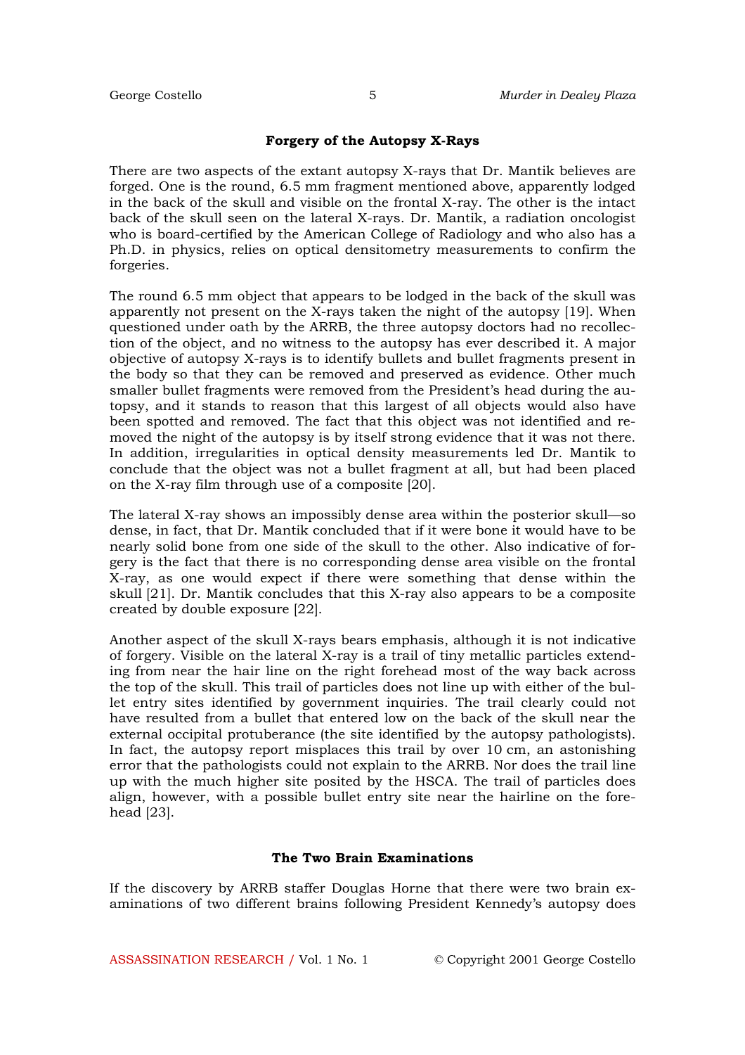## Forgery of the Autopsy X-Rays

There are two aspects of the extant autopsy X-rays that Dr. Mantik believes are forged. One is the round, 6.5 mm fragment mentioned above, apparently lodged in the back of the skull and visible on the frontal X-ray. The other is the intact back of the skull seen on the lateral X-rays. Dr. Mantik, a radiation oncologist who is board-certified by the American College of Radiology and who also has a Ph.D. in physics, relies on optical densitometry measurements to confirm the forgeries.

The round 6.5 mm object that appears to be lodged in the back of the skull was apparently not present on the X-rays taken the night of the autopsy [19]. When questioned under oath by the ARRB, the three autopsy doctors had no recollection of the object, and no witness to the autopsy has ever described it. A major objective of autopsy X-rays is to identify bullets and bullet fragments present in the body so that they can be removed and preserved as evidence. Other much smaller bullet fragments were removed from the President's head during the autopsy, and it stands to reason that this largest of all objects would also have been spotted and removed. The fact that this object was not identified and removed the night of the autopsy is by itself strong evidence that it was not there. In addition, irregularities in optical density measurements led Dr. Mantik to conclude that the object was not a bullet fragment at all, but had been placed on the X-ray film through use of a composite [20].

The lateral X-ray shows an impossibly dense area within the posterior skull—so dense, in fact, that Dr. Mantik concluded that if it were bone it would have to be nearly solid bone from one side of the skull to the other. Also indicative of forgery is the fact that there is no corresponding dense area visible on the frontal X-ray, as one would expect if there were something that dense within the skull [21]. Dr. Mantik concludes that this X-ray also appears to be a composite created by double exposure [22].

Another aspect of the skull X-rays bears emphasis, although it is not indicative of forgery. Visible on the lateral X-ray is a trail of tiny metallic particles extending from near the hair line on the right forehead most of the way back across the top of the skull. This trail of particles does not line up with either of the bullet entry sites identified by government inquiries. The trail clearly could not have resulted from a bullet that entered low on the back of the skull near the external occipital protuberance (the site identified by the autopsy pathologists). In fact, the autopsy report misplaces this trail by over 10 cm, an astonishing error that the pathologists could not explain to the ARRB. Nor does the trail line up with the much higher site posited by the HSCA. The trail of particles does align, however, with a possible bullet entry site near the hairline on the forehead [23].

## The Two Brain Examinations

If the discovery by ARRB staffer Douglas Horne that there were two brain examinations of two different brains following President Kennedy's autopsy does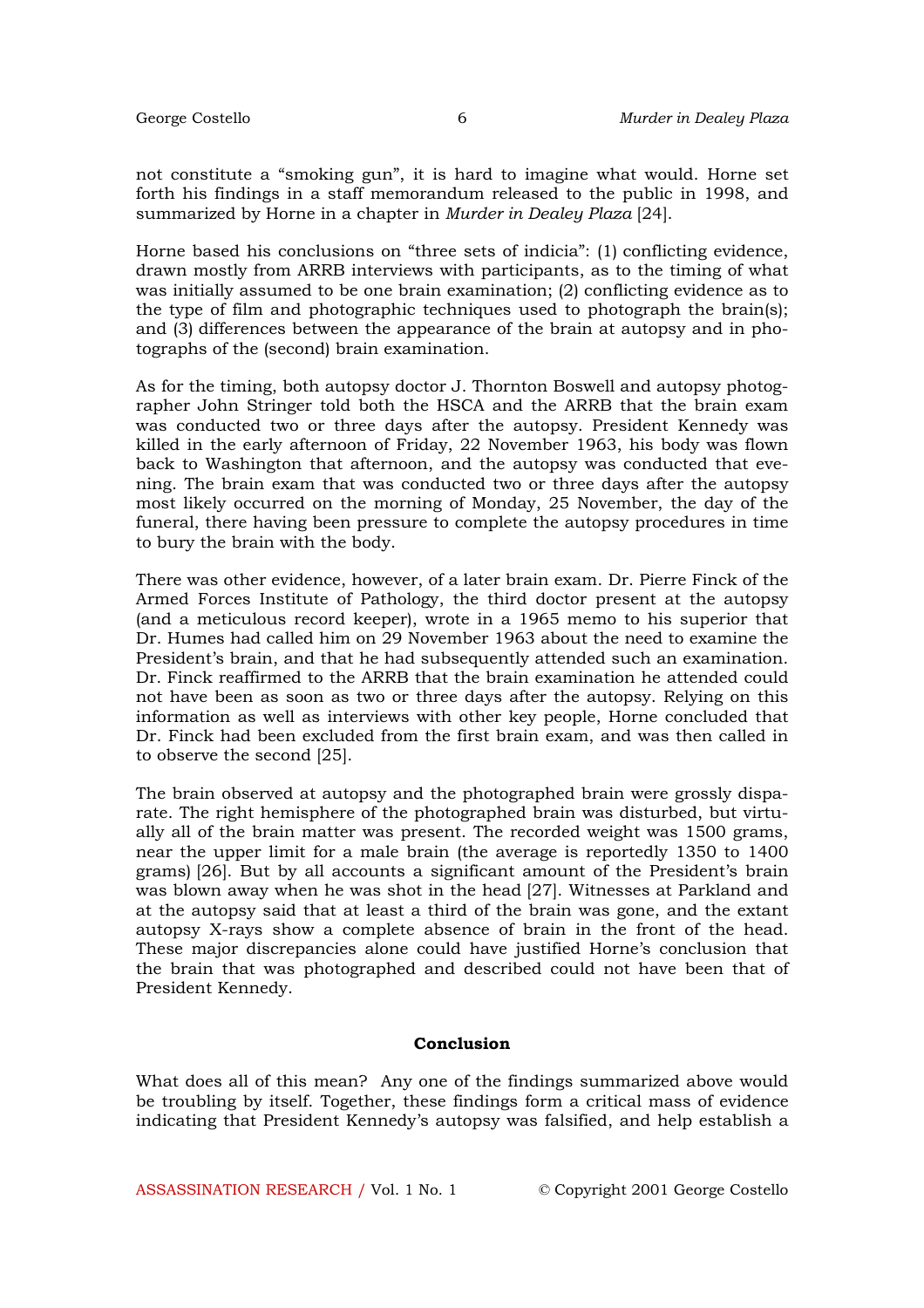not constitute a "smoking gun", it is hard to imagine what would. Horne set forth his findings in a staff memorandum released to the public in 1998, and summarized by Horne in a chapter in *Murder in Dealey Plaza* [24].

Horne based his conclusions on "three sets of indicia": (1) conflicting evidence, drawn mostly from ARRB interviews with participants, as to the timing of what was initially assumed to be one brain examination; (2) conflicting evidence as to the type of film and photographic techniques used to photograph the brain(s); and (3) differences between the appearance of the brain at autopsy and in photographs of the (second) brain examination.

As for the timing, both autopsy doctor J. Thornton Boswell and autopsy photographer John Stringer told both the HSCA and the ARRB that the brain exam was conducted two or three days after the autopsy. President Kennedy was killed in the early afternoon of Friday, 22 November 1963, his body was flown back to Washington that afternoon, and the autopsy was conducted that evening. The brain exam that was conducted two or three days after the autopsy most likely occurred on the morning of Monday, 25 November, the day of the funeral, there having been pressure to complete the autopsy procedures in time to bury the brain with the body.

There was other evidence, however, of a later brain exam. Dr. Pierre Finck of the Armed Forces Institute of Pathology, the third doctor present at the autopsy (and a meticulous record keeper), wrote in a 1965 memo to his superior that Dr. Humes had called him on 29 November 1963 about the need to examine the President's brain, and that he had subsequently attended such an examination. Dr. Finck reaffirmed to the ARRB that the brain examination he attended could not have been as soon as two or three days after the autopsy. Relying on this information as well as interviews with other key people, Horne concluded that Dr. Finck had been excluded from the first brain exam, and was then called in to observe the second [25].

The brain observed at autopsy and the photographed brain were grossly disparate. The right hemisphere of the photographed brain was disturbed, but virtually all of the brain matter was present. The recorded weight was 1500 grams, near the upper limit for a male brain (the average is reportedly 1350 to 1400 grams) [26]. But by all accounts a significant amount of the President's brain was blown away when he was shot in the head [27]. Witnesses at Parkland and at the autopsy said that at least a third of the brain was gone, and the extant autopsy X-rays show a complete absence of brain in the front of the head. These major discrepancies alone could have justified Horne's conclusion that the brain that was photographed and described could not have been that of President Kennedy.

## Conclusion

What does all of this mean? Any one of the findings summarized above would be troubling by itself. Together, these findings form a critical mass of evidence indicating that President Kennedy's autopsy was falsified, and help establish a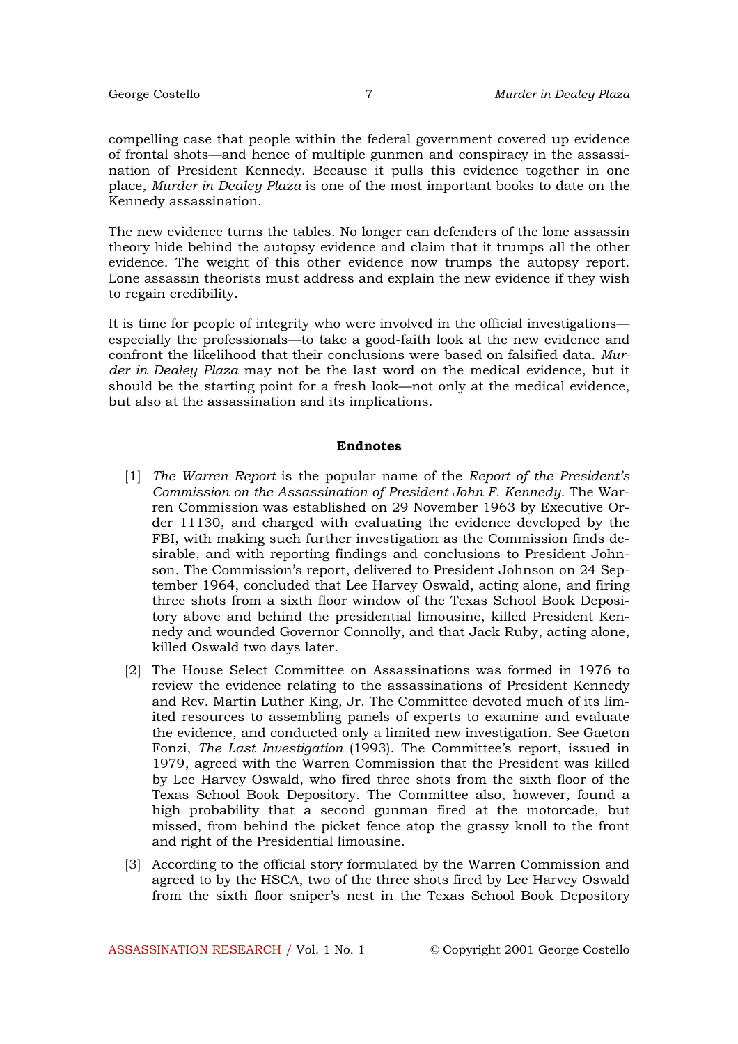compelling case that people within the federal government covered up evidence of frontal shots—and hence of multiple gunmen and conspiracy in the assassination of President Kennedy. Because it pulls this evidence together in one place, *Murder in Dealey Plaza* is one of the most important books to date on the Kennedy assassination.

The new evidence turns the tables. No longer can defenders of the lone assassin theory hide behind the autopsy evidence and claim that it trumps all the other evidence. The weight of this other evidence now trumps the autopsy report. Lone assassin theorists must address and explain the new evidence if they wish to regain credibility.

It is time for people of integrity who were involved in the official investigations—especially the professionals—to take a good-faith look at the new evidence and confront the likelihood that their conclusions were based on falsified data. *Murder in Dealey Plaza* may not be the last word on the medical evidence, but it should be the starting point for a fresh look—not only at the medical evidence, but also at the assassination and its implications.

#### Endnotes

[1] *The Warren Report* is the popular name of the *Report of the President's Commission on the Assassination of President John F. Kennedy*. The Warren Commission was established on 29 November 1963 by Executive Order 11130, and charged with evaluating the evidence developed by the FBI, with making such further investigation as the Commission finds desirable, and with reporting findings and conclusions to President Johnson. The Commission's report, delivered to President Johnson on 24 September 1964, concluded that Lee Harvey Oswald, acting alone, and firing three shots from a sixth floor window of the Texas School Book Depository above and behind the presidential limousine, killed President Kennedy and wounded Governor Connolly, and that Jack Ruby, acting alone, killed Oswald two days later.

[2] The House Select Committee on Assassinations was formed in 1976 to review the evidence relating to the assassinations of President Kennedy and Rev. Martin Luther King, Jr. The Committee devoted much of its limited resources to assembling panels of experts to examine and evaluate the evidence, and conducted only a limited new investigation. See Gaeton Fonzi, *The Last Investigation* (1993). The Committee's report, issued in 1979, agreed with the Warren Commission that the President was killed by Lee Harvey Oswald, who fired three shots from the sixth floor of the Texas School Book Depository. The Committee also, however, found a high probability that a second gunman fired at the motorcade, but missed, from behind the picket fence atop the grassy knoll to the front and right of the Presidential limousine.

[3] According to the official story formulated by the Warren Commission and agreed to by the HSCA, two of the three shots fired by Lee Harvey Oswald from the sixth floor sniper's nest in the Texas School Book Depository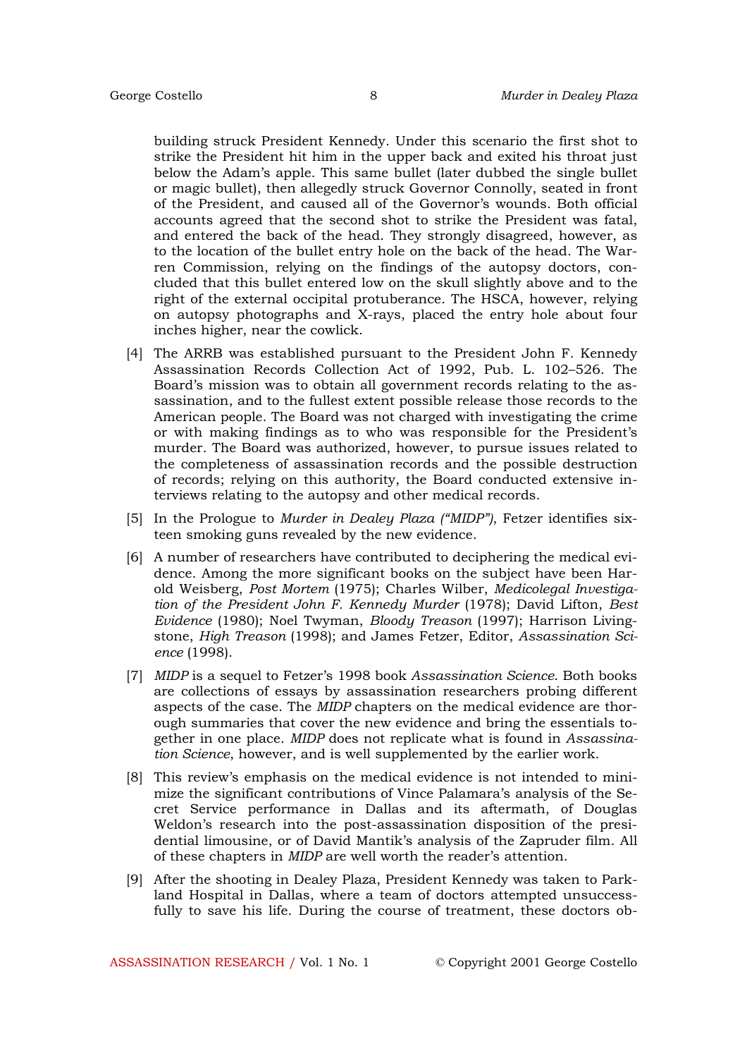building struck President Kennedy. Under this scenario the first shot to strike the President hit him in the upper back and exited his throat just below the Adam's apple. This same bullet (later dubbed the single bullet or magic bullet), then allegedly struck Governor Connolly, seated in front of the President, and caused all of the Governor's wounds. Both official accounts agreed that the second shot to strike the President was fatal, and entered the back of the head. They strongly disagreed, however, as to the location of the bullet entry hole on the back of the head. The Warren Commission, relying on the findings of the autopsy doctors, concluded that this bullet entered low on the skull slightly above and to the right of the external occipital protuberance. The HSCA, however, relying on autopsy photographs and X-rays, placed the entry hole about four inches higher, near the cowlick.

[4] The ARRB was established pursuant to the President John F. Kennedy Assassination Records Collection Act of 1992, Pub. L. 102–526. The Board's mission was to obtain all government records relating to the assassination, and to the fullest extent possible release those records to the American people. The Board was not charged with investigating the crime or with making findings as to who was responsible for the President's murder. The Board was authorized, however, to pursue issues related to the completeness of assassination records and the possible destruction of records; relying on this authority, the Board conducted extensive interviews relating to the autopsy and other medical records.

[5] In the Prologue to *Murder in Dealey Plaza ("MIDP")*, Fetzer identifies sixteen smoking guns revealed by the new evidence.

[6] A number of researchers have contributed to deciphering the medical evidence. Among the more significant books on the subject have been Harold Weisberg, *Post Mortem* (1975); Charles Wilber, *Medicolegal Investigation of the President John F. Kennedy Murder* (1978); David Lifton, *Best Evidence* (1980); Noel Twyman, *Bloody Treason* (1997); Harrison Livingstone, *High Treason* (1998); and James Fetzer, Editor, *Assassination Science* (1998).

[7] *MIDP* is a sequel to Fetzer's 1998 book *Assassination Science*. Both books are collections of essays by assassination researchers probing different aspects of the case. The *MIDP* chapters on the medical evidence are thorough summaries that cover the new evidence and bring the essentials together in one place. *MIDP* does not replicate what is found in *Assassination Science*, however, and is well supplemented by the earlier work.

[8] This review's emphasis on the medical evidence is not intended to minimize the significant contributions of Vince Palamara's analysis of the Secret Service performance in Dallas and its aftermath, of Douglas Weldon's research into the post-assassination disposition of the presidential limousine, or of David Mantik's analysis of the Zapruder film. All of these chapters in *MIDP* are well worth the reader's attention.

[9] After the shooting in Dealey Plaza, President Kennedy was taken to Parkland Hospital in Dallas, where a team of doctors attempted unsuccessfully to save his life. During the course of treatment, these doctors ob-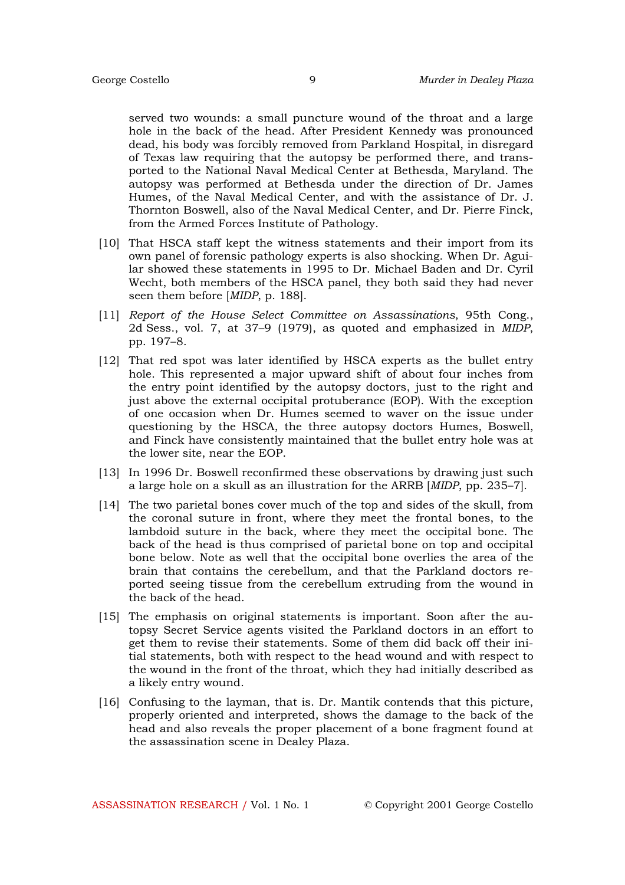served two wounds: a small puncture wound of the throat and a large hole in the back of the head. After President Kennedy was pronounced dead, his body was forcibly removed from Parkland Hospital, in disregard of Texas law requiring that the autopsy be performed there, and transported to the National Naval Medical Center at Bethesda, Maryland. The autopsy was performed at Bethesda under the direction of Dr. James Humes, of the Naval Medical Center, and with the assistance of Dr. J. Thornton Boswell, also of the Naval Medical Center, and Dr. Pierre Finck, from the Armed Forces Institute of Pathology.

[10] That HSCA staff kept the witness statements and their import from its own panel of forensic pathology experts is also shocking. When Dr. Aguilar showed these statements in 1995 to Dr. Michael Baden and Dr. Cyril Wecht, both members of the HSCA panel, they both said they had never seen them before [*MIDP*, p. 188].

[11] *Report of the House Select Committee on Assassinations*, 95th Cong., 2d Sess., vol. 7, at 37–9 (1979), as quoted and emphasized in *MIDP*, pp. 197–8.

[12] That red spot was later identified by HSCA experts as the bullet entry hole. This represented a major upward shift of about four inches from the entry point identified by the autopsy doctors, just to the right and just above the external occipital protuberance (EOP). With the exception of one occasion when Dr. Humes seemed to waver on the issue under questioning by the HSCA, the three autopsy doctors Humes, Boswell, and Finck have consistently maintained that the bullet entry hole was at the lower site, near the EOP.

[13] In 1996 Dr. Boswell reconfirmed these observations by drawing just such a large hole on a skull as an illustration for the ARRB [*MIDP*, pp. 235–7].

[14] The two parietal bones cover much of the top and sides of the skull, from the coronal suture in front, where they meet the frontal bones, to the lambdoid suture in the back, where they meet the occipital bone. The back of the head is thus comprised of parietal bone on top and occipital bone below. Note as well that the occipital bone overlies the area of the brain that contains the cerebellum, and that the Parkland doctors reported seeing tissue from the cerebellum extruding from the wound in the back of the head.

[15] The emphasis on original statements is important. Soon after the autopsy Secret Service agents visited the Parkland doctors in an effort to get them to revise their statements. Some of them did back off their initial statements, both with respect to the head wound and with respect to the wound in the front of the throat, which they had initially described as a likely entry wound.

[16] Confusing to the layman, that is. Dr. Mantik contends that this picture, properly oriented and interpreted, shows the damage to the back of the head and also reveals the proper placement of a bone fragment found at the assassination scene in Dealey Plaza.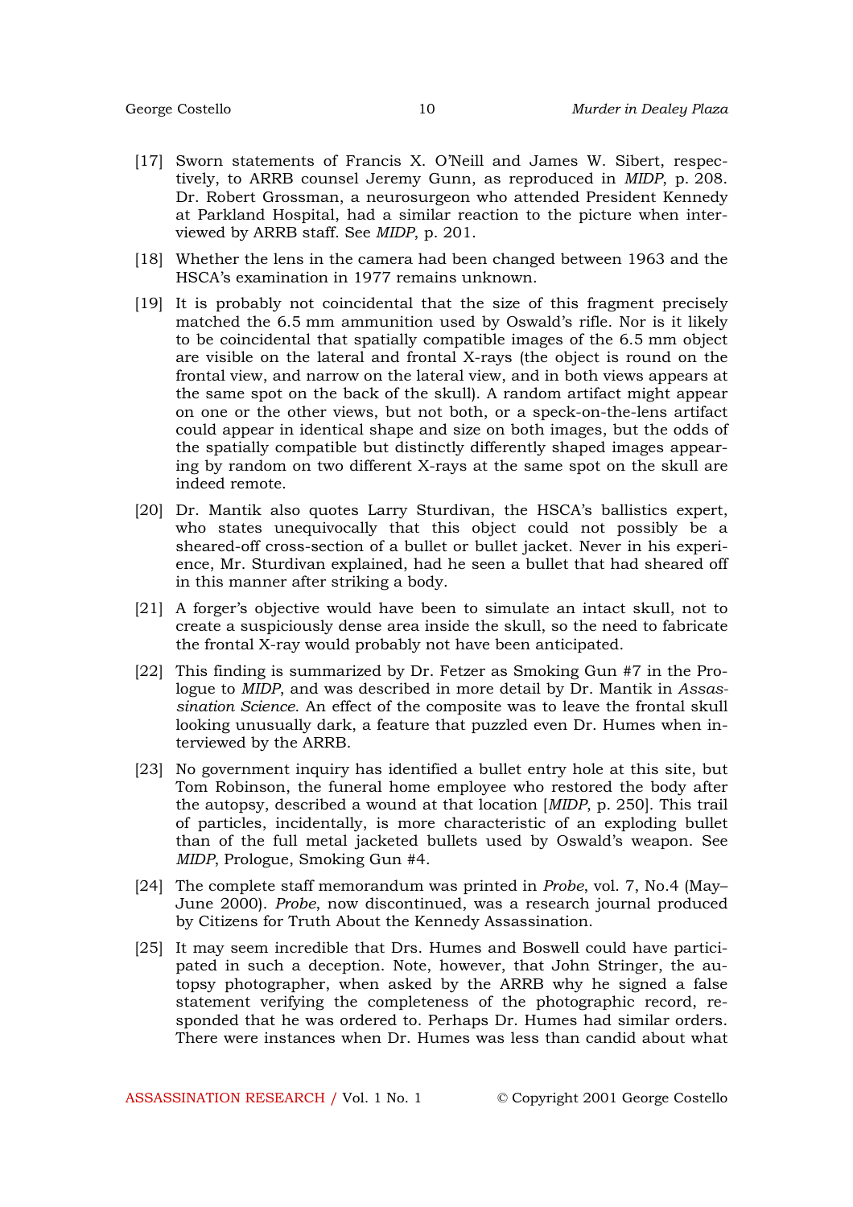[17] Sworn statements of Francis X. O'Neill and James W. Sibert, respectively, to ARRB counsel Jeremy Gunn, as reproduced in *MIDP*, p. 208. Dr. Robert Grossman, a neurosurgeon who attended President Kennedy at Parkland Hospital, had a similar reaction to the picture when interviewed by ARRB staff. See *MIDP*, p. 201.

[18] Whether the lens in the camera had been changed between 1963 and the HSCA's examination in 1977 remains unknown.

[19] It is probably not coincidental that the size of this fragment precisely matched the 6.5 mm ammunition used by Oswald's rifle. Nor is it likely to be coincidental that spatially compatible images of the 6.5 mm object are visible on the lateral and frontal X-rays (the object is round on the frontal view, and narrow on the lateral view, and in both views appears at the same spot on the back of the skull). A random artifact might appear on one or the other views, but not both, or a speck-on-the-lens artifact could appear in identical shape and size on both images, but the odds of the spatially compatible but distinctly differently shaped images appearing by random on two different X-rays at the same spot on the skull are indeed remote.

[20] Dr. Mantik also quotes Larry Sturdivan, the HSCA's ballistics expert, who states unequivocally that this object could not possibly be a sheared-off cross-section of a bullet or bullet jacket. Never in his experience, Mr. Sturdivan explained, had he seen a bullet that had sheared off in this manner after striking a body.

[21] A forger's objective would have been to simulate an intact skull, not to create a suspiciously dense area inside the skull, so the need to fabricate the frontal X-ray would probably not have been anticipated.

[22] This finding is summarized by Dr. Fetzer as Smoking Gun #7 in the Prologue to *MIDP*, and was described in more detail by Dr. Mantik in *Assassination Science*. An effect of the composite was to leave the frontal skull looking unusually dark, a feature that puzzled even Dr. Humes when interviewed by the ARRB.

[23] No government inquiry has identified a bullet entry hole at this site, but Tom Robinson, the funeral home employee who restored the body after the autopsy, described a wound at that location [*MIDP*, p. 250]. This trail of particles, incidentally, is more characteristic of an exploding bullet than of the full metal jacketed bullets used by Oswald's weapon. See *MIDP*, Prologue, Smoking Gun #4.

[24] The complete staff memorandum was printed in *Probe*, vol. 7, No.4 (May–June 2000). *Probe*, now discontinued, was a research journal produced by Citizens for Truth About the Kennedy Assassination.

[25] It may seem incredible that Drs. Humes and Boswell could have participated in such a deception. Note, however, that John Stringer, the autopsy photographer, when asked by the ARRB why he signed a false statement verifying the completeness of the photographic record, responded that he was ordered to. Perhaps Dr. Humes had similar orders. There were instances when Dr. Humes was less than candid about what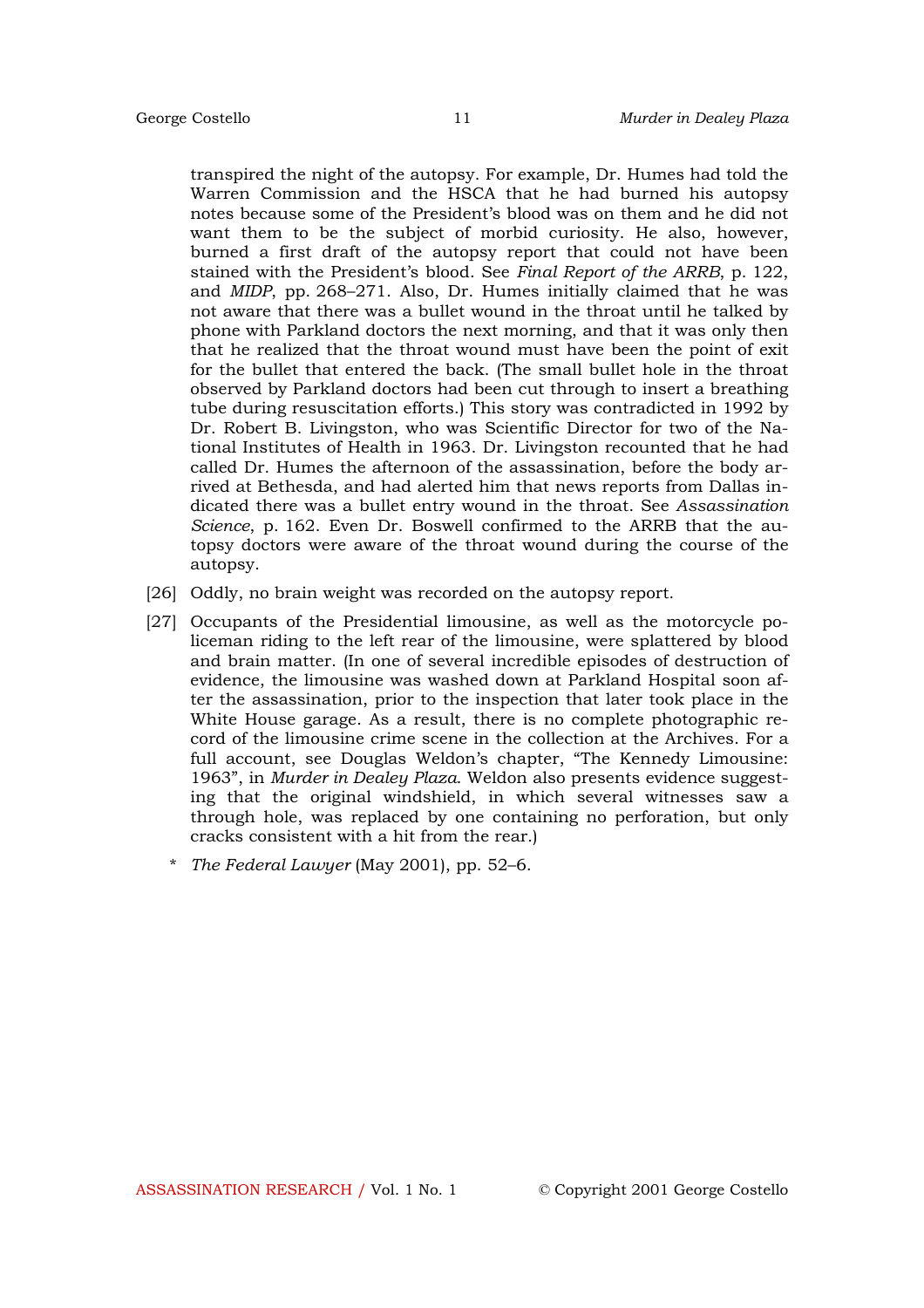transpired the night of the autopsy. For example, Dr. Humes had told the Warren Commission and the HSCA that he had burned his autopsy notes because some of the President's blood was on them and he did not want them to be the subject of morbid curiosity. He also, however, burned a first draft of the autopsy report that could not have been stained with the President's blood. See *Final Report of the ARRB*, p. 122, and *MIDP*, pp. 268–271. Also, Dr. Humes initially claimed that he was not aware that there was a bullet wound in the throat until he talked by phone with Parkland doctors the next morning, and that it was only then that he realized that the throat wound must have been the point of exit for the bullet that entered the back. (The small bullet hole in the throat observed by Parkland doctors had been cut through to insert a breathing tube during resuscitation efforts.) This story was contradicted in 1992 by Dr. Robert B. Livingston, who was Scientific Director for two of the National Institutes of Health in 1963. Dr. Livingston recounted that he had called Dr. Humes the afternoon of the assassination, before the body arrived at Bethesda, and had alerted him that news reports from Dallas indicated there was a bullet entry wound in the throat. See *Assassination Science*, p. 162. Even Dr. Boswell confirmed to the ARRB that the autopsy doctors were aware of the throat wound during the course of the autopsy.

[26] Oddly, no brain weight was recorded on the autopsy report.

[27] Occupants of the Presidential limousine, as well as the motorcycle policeman riding to the left rear of the limousine, were splattered by blood and brain matter. (In one of several incredible episodes of destruction of evidence, the limousine was washed down at Parkland Hospital soon after the assassination, prior to the inspection that later took place in the White House garage. As a result, there is no complete photographic record of the limousine crime scene in the collection at the Archives. For a full account, see Douglas Weldon's chapter, "The Kennedy Limousine: 1963", in *Murder in Dealey Plaza*. Weldon also presents evidence suggesting that the original windshield, in which several witnesses saw a through hole, was replaced by one containing no perforation, but only cracks consistent with a hit from the rear.)

\* *The Federal Lawyer* (May 2001), pp. 52–6.